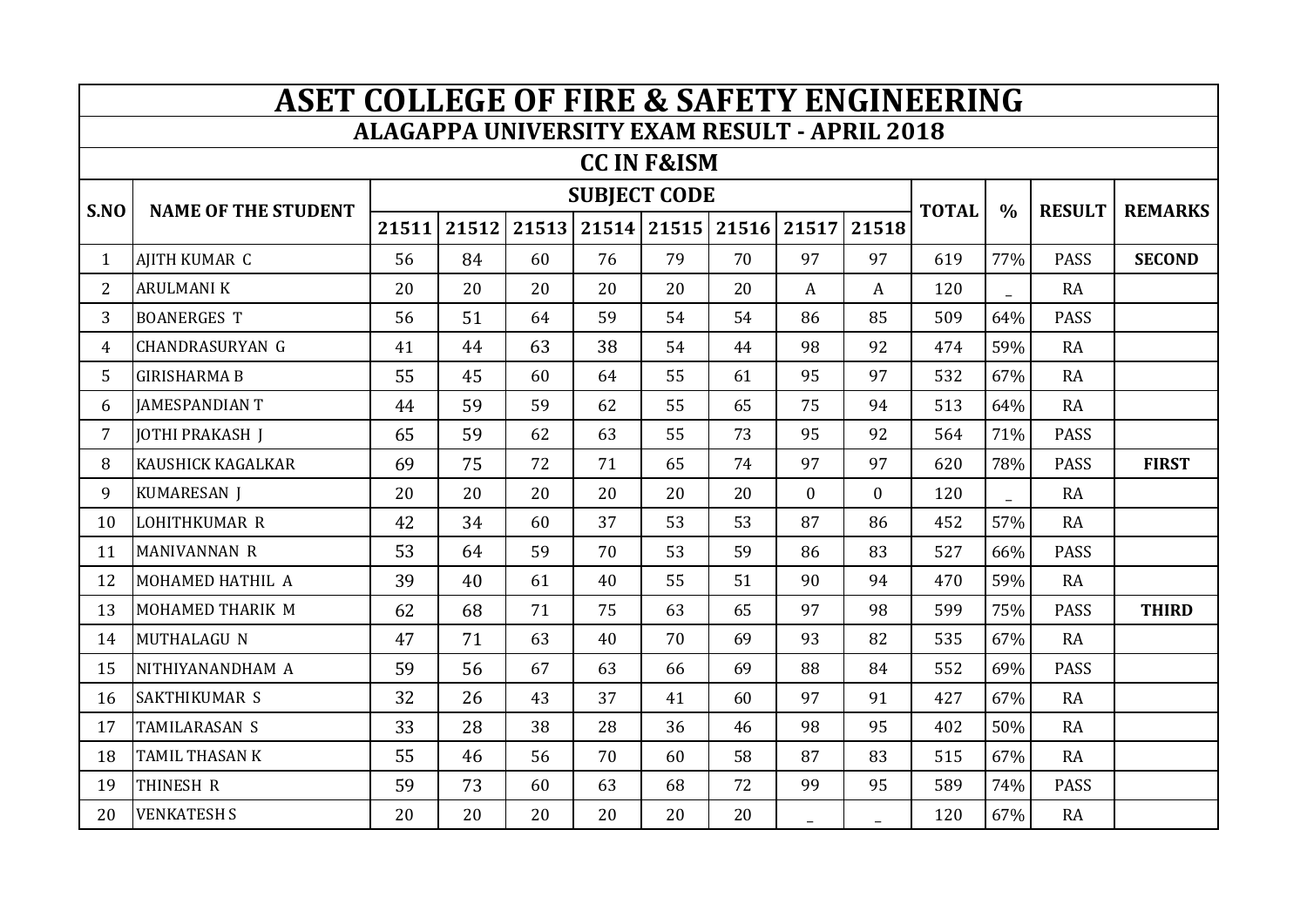# ASET COLLEGE OF FIRE & SAFETY ENGINEERING

## ALAGAPPA UNIVERSITY EXAM RESULT - APRIL 2018

### CC IN F&ISM

| S.NO | NAME OF THE STUDENT | SUBJECT CODE | | | | | | | | TOTAL | % | RESULT | REMARKS |
|---|---|---|---|---|---|---|---|---|---|---|---|---|---|
| | | 21511 | 21512 | 21513 | 21514 | 21515 | 21516 | 21517 | 21518 | | | | |
| 1 | AJITH KUMAR C | 56 | 84 | 60 | 76 | 79 | 70 | 97 | 97 | 619 | 77% | PASS | **SECOND** |
| 2 | ARULMANI K | 20 | 20 | 20 | 20 | 20 | 20 | A | A | 120 | _ | RA | |
| 3 | BOANERGES T | 56 | 51 | 64 | 59 | 54 | 54 | 86 | 85 | 509 | 64% | PASS | |
| 4 | CHANDRASURYAN G | 41 | 44 | 63 | 38 | 54 | 44 | 98 | 92 | 474 | 59% | RA | |
| 5 | GIRISHARMA B | 55 | 45 | 60 | 64 | 55 | 61 | 95 | 97 | 532 | 67% | RA | |
| 6 | JAMESPANDIAN T | 44 | 59 | 59 | 62 | 55 | 65 | 75 | 94 | 513 | 64% | RA | |
| 7 | JOTHI PRAKASH J | 65 | 59 | 62 | 63 | 55 | 73 | 95 | 92 | 564 | 71% | PASS | |
| 8 | KAUSHICK KAGALKAR | 69 | 75 | 72 | 71 | 65 | 74 | 97 | 97 | 620 | 78% | PASS | **FIRST** |
| 9 | KUMARESAN J | 20 | 20 | 20 | 20 | 20 | 20 | 0 | 0 | 120 | _ | RA | |
| 10 | LOHITHKUMAR R | 42 | 34 | 60 | 37 | 53 | 53 | 87 | 86 | 452 | 57% | RA | |
| 11 | MANIVANNAN R | 53 | 64 | 59 | 70 | 53 | 59 | 86 | 83 | 527 | 66% | PASS | |
| 12 | MOHAMED HATHIL A | 39 | 40 | 61 | 40 | 55 | 51 | 90 | 94 | 470 | 59% | RA | |
| 13 | MOHAMED THARIK M | 62 | 68 | 71 | 75 | 63 | 65 | 97 | 98 | 599 | 75% | PASS | **THIRD** |
| 14 | MUTHALAGU N | 47 | 71 | 63 | 40 | 70 | 69 | 93 | 82 | 535 | 67% | RA | |
| 15 | NITHIYANANDHAM A | 59 | 56 | 67 | 63 | 66 | 69 | 88 | 84 | 552 | 69% | PASS | |
| 16 | SAKTHIKUMAR S | 32 | 26 | 43 | 37 | 41 | 60 | 97 | 91 | 427 | 67% | RA | |
| 17 | TAMILARASAN S | 33 | 28 | 38 | 28 | 36 | 46 | 98 | 95 | 402 | 50% | RA | |
| 18 | TAMIL THASAN K | 55 | 46 | 56 | 70 | 60 | 58 | 87 | 83 | 515 | 67% | RA | |
| 19 | THINESH R | 59 | 73 | 60 | 63 | 68 | 72 | 99 | 95 | 589 | 74% | PASS | |
| 20 | VENKATESH S | 20 | 20 | 20 | 20 | 20 | 20 | _ | _ | 120 | 67% | RA | |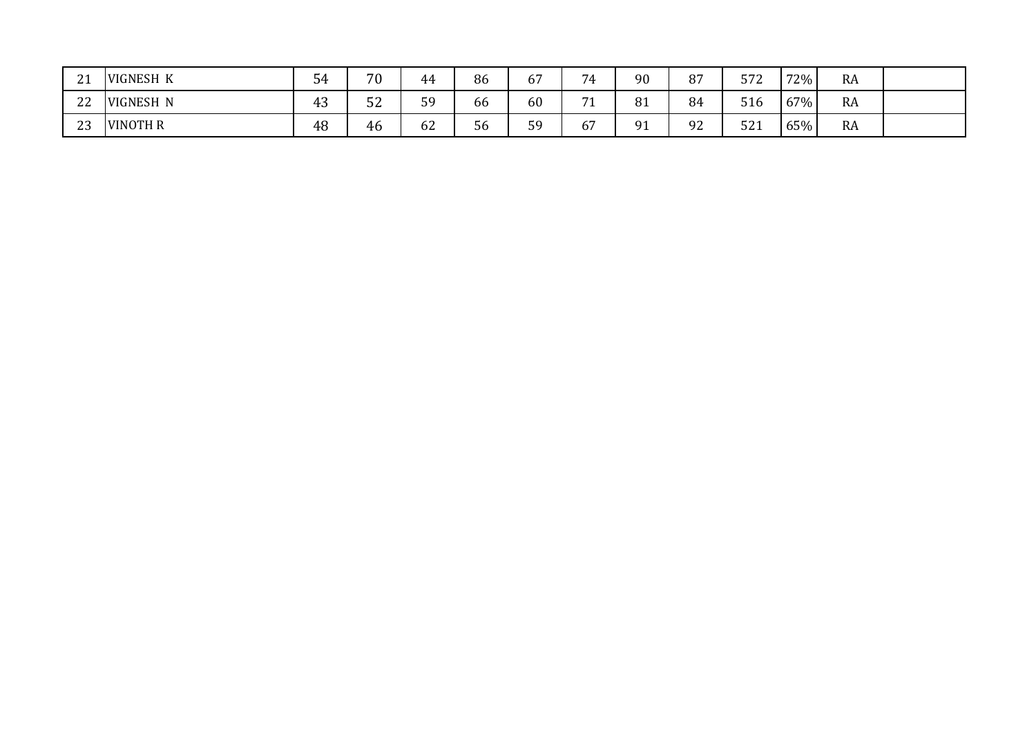| | | | | | | | | | | | | | |
|---|---|---|---|---|---|---|---|---|---|---|---|---|---|
| 21 | VIGNESH K | 54 | 70 | 44 | 86 | 67 | 74 | 90 | 87 | 572 | 72% | RA | |
| 22 | VIGNESH N | 43 | 52 | 59 | 66 | 60 | 71 | 81 | 84 | 516 | 67% | RA | |
| 23 | VINOTH R | 48 | 46 | 62 | 56 | 59 | 67 | 91 | 92 | 521 | 65% | RA | |